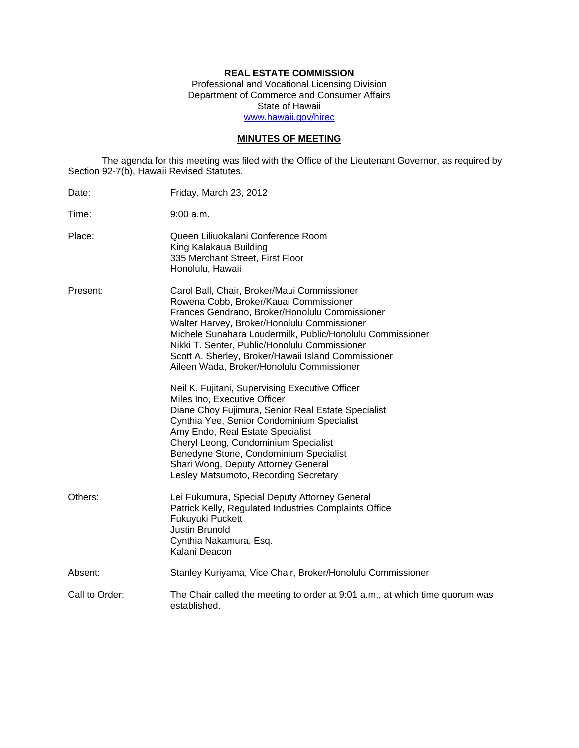**REAL ESTATE COMMISSION**
Professional and Vocational Licensing Division
Department of Commerce and Consumer Affairs
State of Hawaii
www.hawaii.gov/hirec

**MINUTES OF MEETING**

The agenda for this meeting was filed with the Office of the Lieutenant Governor, as required by Section 92-7(b), Hawaii Revised Statutes.

Date: Friday, March 23, 2012

Time: 9:00 a.m.

Place: Queen Liliuokalani Conference Room
King Kalakaua Building
335 Merchant Street, First Floor
Honolulu, Hawaii

Present: Carol Ball, Chair, Broker/Maui Commissioner
Rowena Cobb, Broker/Kauai Commissioner
Frances Gendrano, Broker/Honolulu Commissioner
Walter Harvey, Broker/Honolulu Commissioner
Michele Sunahara Loudermilk, Public/Honolulu Commissioner
Nikki T. Senter, Public/Honolulu Commissioner
Scott A. Sherley, Broker/Hawaii Island Commissioner
Aileen Wada, Broker/Honolulu Commissioner

Neil K. Fujitani, Supervising Executive Officer
Miles Ino, Executive Officer
Diane Choy Fujimura, Senior Real Estate Specialist
Cynthia Yee, Senior Condominium Specialist
Amy Endo, Real Estate Specialist
Cheryl Leong, Condominium Specialist
Benedyne Stone, Condominium Specialist
Shari Wong, Deputy Attorney General
Lesley Matsumoto, Recording Secretary

Others: Lei Fukumura, Special Deputy Attorney General
Patrick Kelly, Regulated Industries Complaints Office
Fukuyuki Puckett
Justin Brunold
Cynthia Nakamura, Esq.
Kalani Deacon

Absent: Stanley Kuriyama, Vice Chair, Broker/Honolulu Commissioner

Call to Order: The Chair called the meeting to order at 9:01 a.m., at which time quorum was established.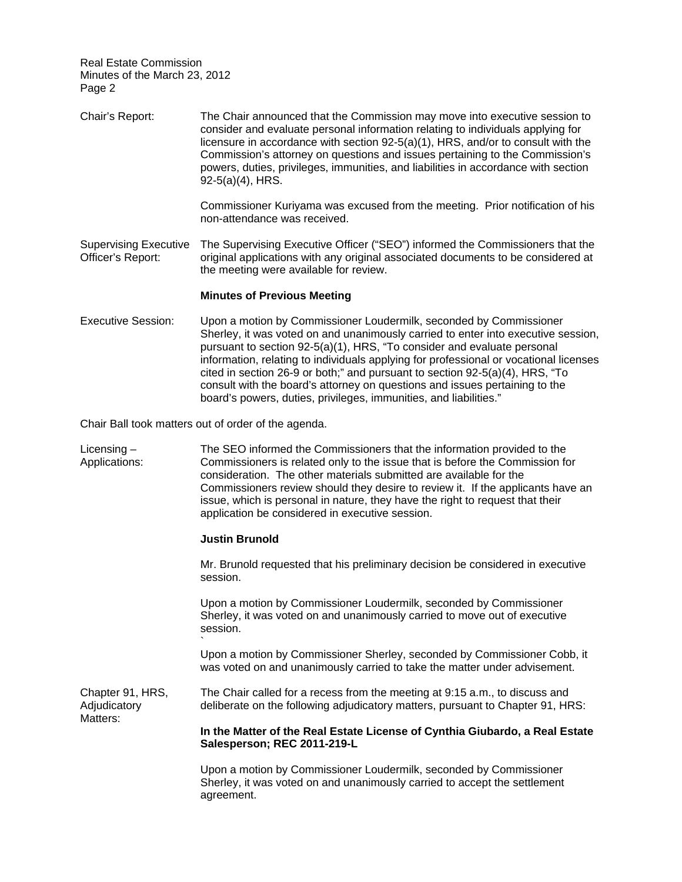Chair's Report: The Chair announced that the Commission may move into executive session to consider and evaluate personal information relating to individuals applying for licensure in accordance with section 92-5(a)(1), HRS, and/or to consult with the Commission's attorney on questions and issues pertaining to the Commission's powers, duties, privileges, immunities, and liabilities in accordance with section 92-5(a)(4), HRS.

Commissioner Kuriyama was excused from the meeting. Prior notification of his non-attendance was received.

Supervising Executive Officer's Report: The Supervising Executive Officer ("SEO") informed the Commissioners that the original applications with any original associated documents to be considered at the meeting were available for review.

**Minutes of Previous Meeting**

Executive Session: Upon a motion by Commissioner Loudermilk, seconded by Commissioner Sherley, it was voted on and unanimously carried to enter into executive session, pursuant to section 92-5(a)(1), HRS, "To consider and evaluate personal information, relating to individuals applying for professional or vocational licenses cited in section 26-9 or both;" and pursuant to section 92-5(a)(4), HRS, "To consult with the board's attorney on questions and issues pertaining to the board's powers, duties, privileges, immunities, and liabilities."

Chair Ball took matters out of order of the agenda.

Licensing – Applications: The SEO informed the Commissioners that the information provided to the Commissioners is related only to the issue that is before the Commission for consideration. The other materials submitted are available for the Commissioners review should they desire to review it. If the applicants have an issue, which is personal in nature, they have the right to request that their application be considered in executive session.

**Justin Brunold**

Mr. Brunold requested that his preliminary decision be considered in executive session.

Upon a motion by Commissioner Loudermilk, seconded by Commissioner Sherley, it was voted on and unanimously carried to move out of executive session.

Upon a motion by Commissioner Sherley, seconded by Commissioner Cobb, it was voted on and unanimously carried to take the matter under advisement.

Chapter 91, HRS, Adjudicatory Matters: The Chair called for a recess from the meeting at 9:15 a.m., to discuss and deliberate on the following adjudicatory matters, pursuant to Chapter 91, HRS:

**In the Matter of the Real Estate License of Cynthia Giubardo, a Real Estate Salesperson; REC 2011-219-L**

Upon a motion by Commissioner Loudermilk, seconded by Commissioner Sherley, it was voted on and unanimously carried to accept the settlement agreement.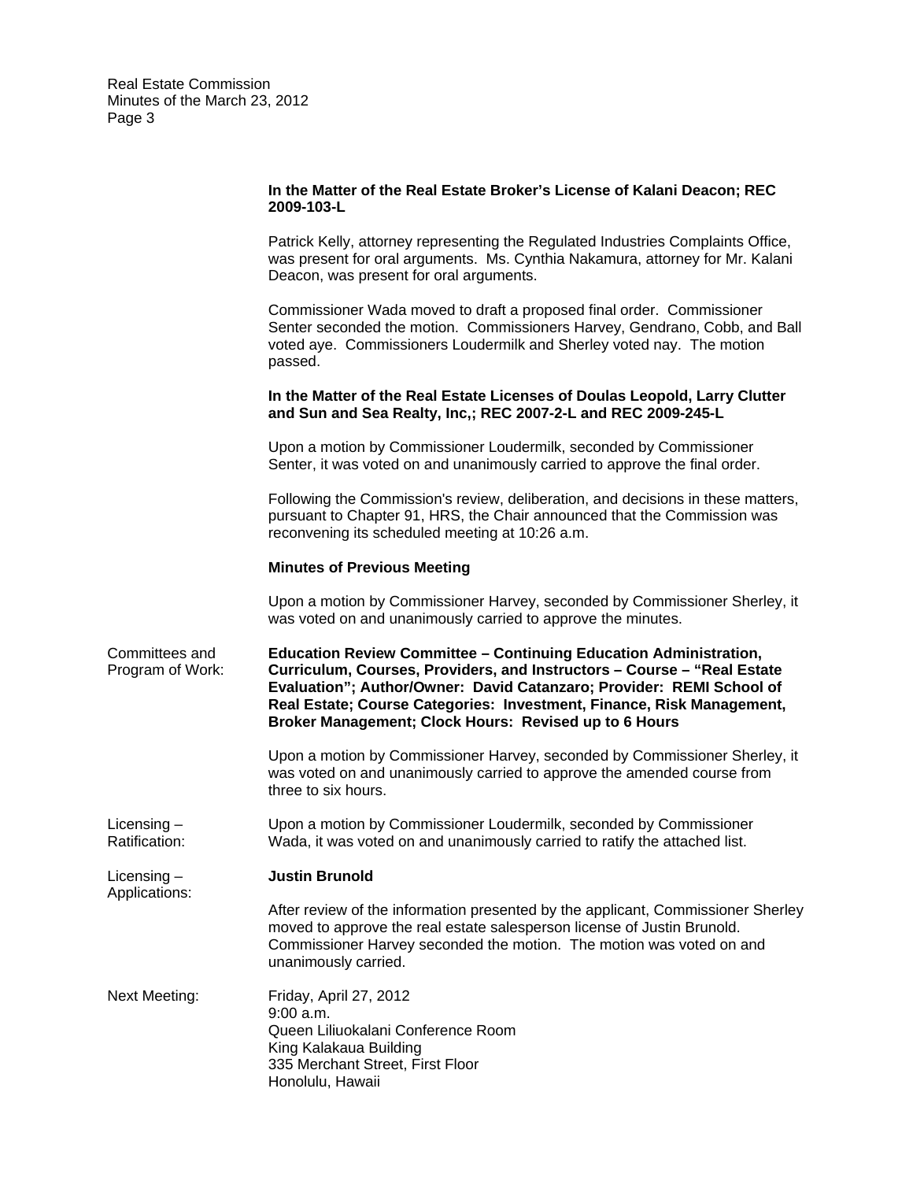**In the Matter of the Real Estate Broker's License of Kalani Deacon; REC 2009-103-L**

Patrick Kelly, attorney representing the Regulated Industries Complaints Office, was present for oral arguments. Ms. Cynthia Nakamura, attorney for Mr. Kalani Deacon, was present for oral arguments.

Commissioner Wada moved to draft a proposed final order. Commissioner Senter seconded the motion. Commissioners Harvey, Gendrano, Cobb, and Ball voted aye. Commissioners Loudermilk and Sherley voted nay. The motion passed.

**In the Matter of the Real Estate Licenses of Doulas Leopold, Larry Clutter and Sun and Sea Realty, Inc,; REC 2007-2-L and REC 2009-245-L**

Upon a motion by Commissioner Loudermilk, seconded by Commissioner Senter, it was voted on and unanimously carried to approve the final order.

Following the Commission's review, deliberation, and decisions in these matters, pursuant to Chapter 91, HRS, the Chair announced that the Commission was reconvening its scheduled meeting at 10:26 a.m.

**Minutes of Previous Meeting**

Upon a motion by Commissioner Harvey, seconded by Commissioner Sherley, it was voted on and unanimously carried to approve the minutes.

Committees and Program of Work:

**Education Review Committee – Continuing Education Administration, Curriculum, Courses, Providers, and Instructors – Course – "Real Estate Evaluation"; Author/Owner: David Catanzaro; Provider: REMI School of Real Estate; Course Categories: Investment, Finance, Risk Management, Broker Management; Clock Hours: Revised up to 6 Hours**

Upon a motion by Commissioner Harvey, seconded by Commissioner Sherley, it was voted on and unanimously carried to approve the amended course from three to six hours.

Licensing – Ratification:

Upon a motion by Commissioner Loudermilk, seconded by Commissioner Wada, it was voted on and unanimously carried to ratify the attached list.

Licensing – Applications:

**Justin Brunold**

After review of the information presented by the applicant, Commissioner Sherley moved to approve the real estate salesperson license of Justin Brunold. Commissioner Harvey seconded the motion. The motion was voted on and unanimously carried.

Next Meeting:

Friday, April 27, 2012
9:00 a.m.
Queen Liliuokalani Conference Room
King Kalakaua Building
335 Merchant Street, First Floor
Honolulu, Hawaii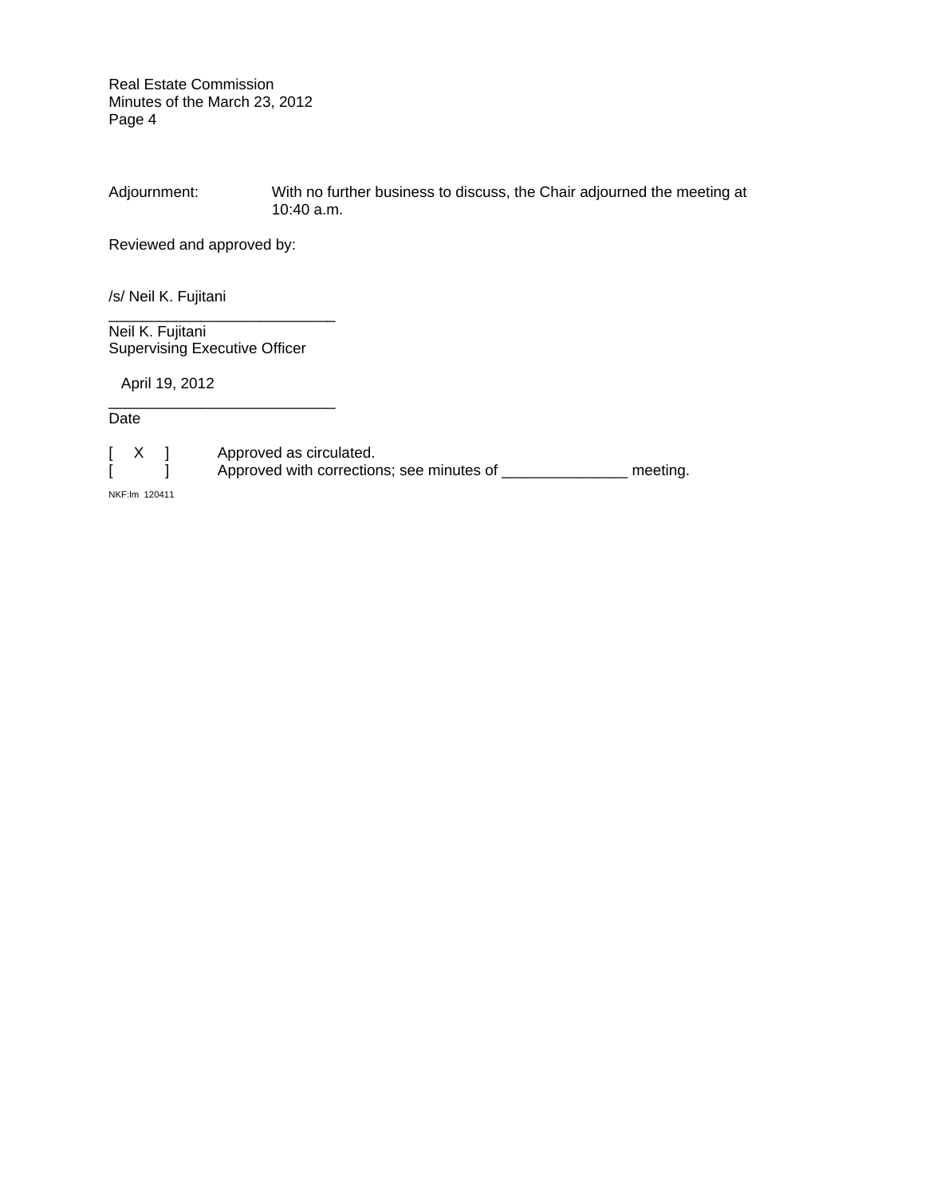Adjournment: With no further business to discuss, the Chair adjourned the meeting at 10:40 a.m.

Reviewed and approved by:

/s/ Neil K. Fujitani
___________________________
Neil K. Fujitani
Supervising Executive Officer

April 19, 2012
___________________________
Date

[ X ] Approved as circulated.
[ ] Approved with corrections; see minutes of _______________ meeting.

NKF:lm 120411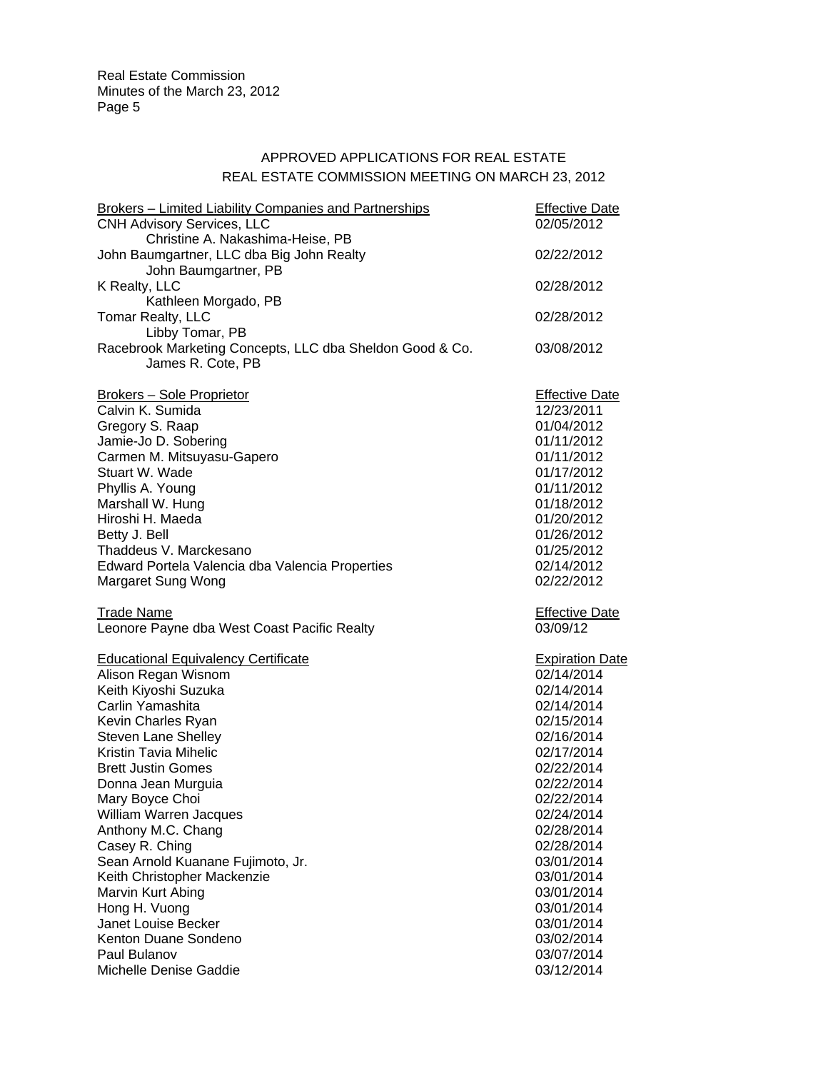## APPROVED APPLICATIONS FOR REAL ESTATE
## REAL ESTATE COMMISSION MEETING ON MARCH 23, 2012

| Brokers – Limited Liability Companies and Partnerships | Effective Date |
|---|---|
| CNH Advisory Services, LLC<br>Christine A. Nakashima-Heise, PB | 02/05/2012 |
| John Baumgartner, LLC dba Big John Realty<br>John Baumgartner, PB | 02/22/2012 |
| K Realty, LLC<br>Kathleen Morgado, PB | 02/28/2012 |
| Tomar Realty, LLC<br>Libby Tomar, PB | 02/28/2012 |
| Racebrook Marketing Concepts, LLC dba Sheldon Good & Co.<br>James R. Cote, PB | 03/08/2012 |

| Brokers – Sole Proprietor | Effective Date |
|---|---|
| Calvin K. Sumida | 12/23/2011 |
| Gregory S. Raap | 01/04/2012 |
| Jamie-Jo D. Sobering | 01/11/2012 |
| Carmen M. Mitsuyasu-Gapero | 01/11/2012 |
| Stuart W. Wade | 01/17/2012 |
| Phyllis A. Young | 01/11/2012 |
| Marshall W. Hung | 01/18/2012 |
| Hiroshi H. Maeda | 01/20/2012 |
| Betty J. Bell | 01/26/2012 |
| Thaddeus V. Marckesano | 01/25/2012 |
| Edward Portela Valencia dba Valencia Properties | 02/14/2012 |
| Margaret Sung Wong | 02/22/2012 |

| Trade Name | Effective Date |
|---|---|
| Leonore Payne dba West Coast Pacific Realty | 03/09/12 |

| Educational Equivalency Certificate | Expiration Date |
|---|---|
| Alison Regan Wisnom | 02/14/2014 |
| Keith Kiyoshi Suzuka | 02/14/2014 |
| Carlin Yamashita | 02/14/2014 |
| Kevin Charles Ryan | 02/15/2014 |
| Steven Lane Shelley | 02/16/2014 |
| Kristin Tavia Mihelic | 02/17/2014 |
| Brett Justin Gomes | 02/22/2014 |
| Donna Jean Murguia | 02/22/2014 |
| Mary Boyce Choi | 02/22/2014 |
| William Warren Jacques | 02/24/2014 |
| Anthony M.C. Chang | 02/28/2014 |
| Casey R. Ching | 02/28/2014 |
| Sean Arnold Kuanane Fujimoto, Jr. | 03/01/2014 |
| Keith Christopher Mackenzie | 03/01/2014 |
| Marvin Kurt Abing | 03/01/2014 |
| Hong H. Vuong | 03/01/2014 |
| Janet Louise Becker | 03/01/2014 |
| Kenton Duane Sondeno | 03/02/2014 |
| Paul Bulanov | 03/07/2014 |
| Michelle Denise Gaddie | 03/12/2014 |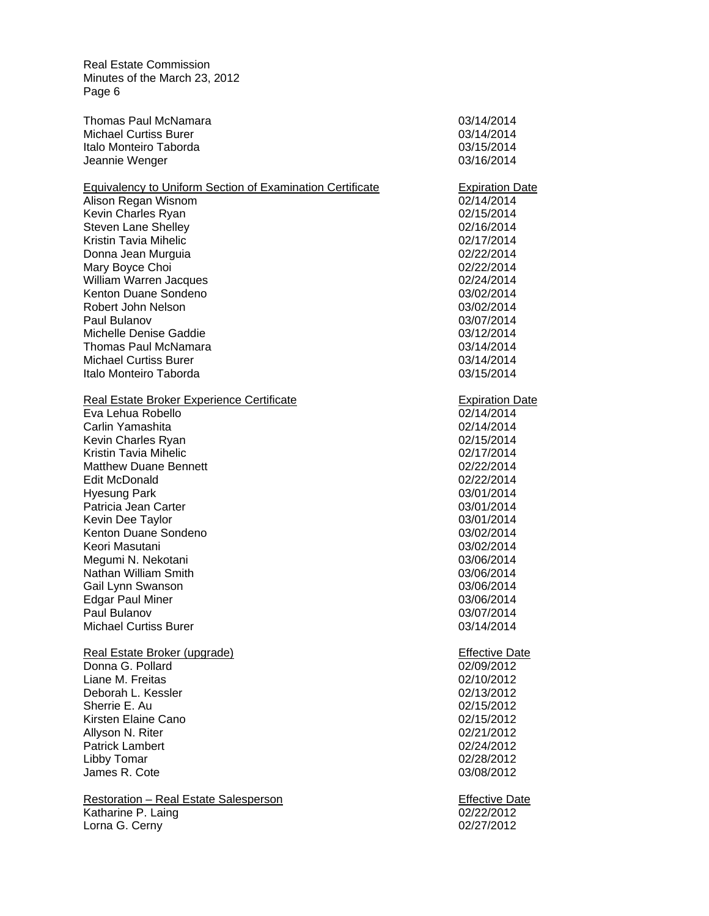| | |
|---|---|
| Thomas Paul McNamara | 03/14/2014 |
| Michael Curtiss Burer | 03/14/2014 |
| Italo Monteiro Taborda | 03/15/2014 |
| Jeannie Wenger | 03/16/2014 |

| Equivalency to Uniform Section of Examination Certificate | Expiration Date |
|---|---|
| Alison Regan Wisnom | 02/14/2014 |
| Kevin Charles Ryan | 02/15/2014 |
| Steven Lane Shelley | 02/16/2014 |
| Kristin Tavia Mihelic | 02/17/2014 |
| Donna Jean Murguia | 02/22/2014 |
| Mary Boyce Choi | 02/22/2014 |
| William Warren Jacques | 02/24/2014 |
| Kenton Duane Sondeno | 03/02/2014 |
| Robert John Nelson | 03/02/2014 |
| Paul Bulanov | 03/07/2014 |
| Michelle Denise Gaddie | 03/12/2014 |
| Thomas Paul McNamara | 03/14/2014 |
| Michael Curtiss Burer | 03/14/2014 |
| Italo Monteiro Taborda | 03/15/2014 |

| Real Estate Broker Experience Certificate | Expiration Date |
|---|---|
| Eva Lehua Robello | 02/14/2014 |
| Carlin Yamashita | 02/14/2014 |
| Kevin Charles Ryan | 02/15/2014 |
| Kristin Tavia Mihelic | 02/17/2014 |
| Matthew Duane Bennett | 02/22/2014 |
| Edit McDonald | 02/22/2014 |
| Hyesung Park | 03/01/2014 |
| Patricia Jean Carter | 03/01/2014 |
| Kevin Dee Taylor | 03/01/2014 |
| Kenton Duane Sondeno | 03/02/2014 |
| Keori Masutani | 03/02/2014 |
| Megumi N. Nekotani | 03/06/2014 |
| Nathan William Smith | 03/06/2014 |
| Gail Lynn Swanson | 03/06/2014 |
| Edgar Paul Miner | 03/06/2014 |
| Paul Bulanov | 03/07/2014 |
| Michael Curtiss Burer | 03/14/2014 |

| Real Estate Broker (upgrade) | Effective Date |
|---|---|
| Donna G. Pollard | 02/09/2012 |
| Liane M. Freitas | 02/10/2012 |
| Deborah L. Kessler | 02/13/2012 |
| Sherrie E. Au | 02/15/2012 |
| Kirsten Elaine Cano | 02/15/2012 |
| Allyson N. Riter | 02/21/2012 |
| Patrick Lambert | 02/24/2012 |
| Libby Tomar | 02/28/2012 |
| James R. Cote | 03/08/2012 |

| Restoration – Real Estate Salesperson | Effective Date |
|---|---|
| Katharine P. Laing | 02/22/2012 |
| Lorna G. Cerny | 02/27/2012 |